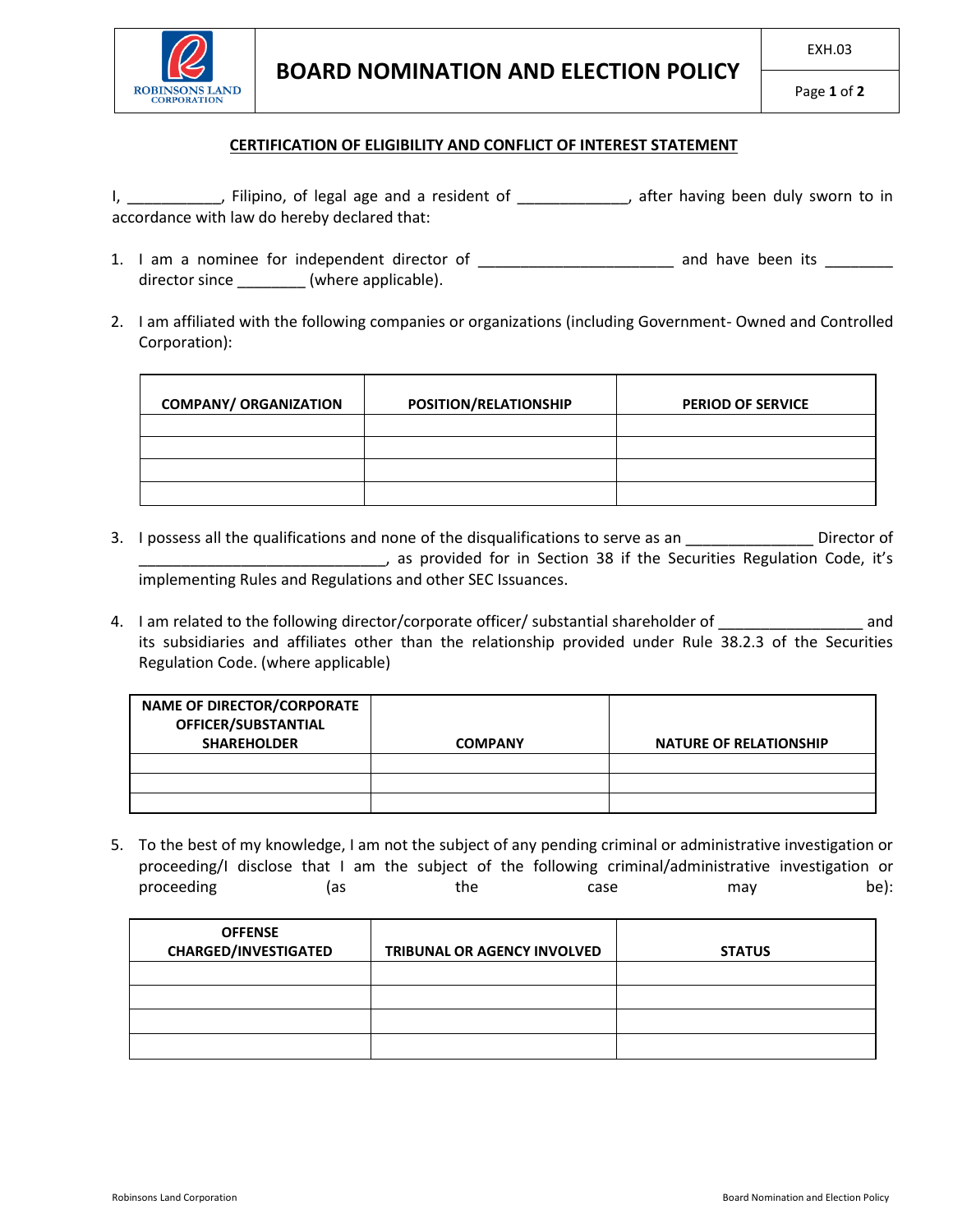## CERTIFICATION OF ELIGIBILITY AND CONFLICT OF INTEREST STATEMENT

I, ___________, Filipino, of legal age and a resident of _____________, after having been duly sworn to in accordance with law do hereby declared that:

1. I am a nominee for independent director of _______________________ and have been its ________ director since ________ (where applicable).

2. I am affiliated with the following companies or organizations (including Government- Owned and Controlled Corporation):

| COMPANY/ ORGANIZATION | POSITION/RELATIONSHIP | PERIOD OF SERVICE |
|---|---|---|
| | | |
| | | |
| | | |
| | | |

3. I possess all the qualifications and none of the disqualifications to serve as an _______________ Director of _____________________________, as provided for in Section 38 if the Securities Regulation Code, it's implementing Rules and Regulations and other SEC Issuances.

4. I am related to the following director/corporate officer/ substantial shareholder of _________________ and its subsidiaries and affiliates other than the relationship provided under Rule 38.2.3 of the Securities Regulation Code. (where applicable)

| NAME OF DIRECTOR/CORPORATE OFFICER/SUBSTANTIAL SHAREHOLDER | COMPANY | NATURE OF RELATIONSHIP |
|---|---|---|
| | | |
| | | |
| | | |

5. To the best of my knowledge, I am not the subject of any pending criminal or administrative investigation or proceeding/I disclose that I am the subject of the following criminal/administrative investigation or proceeding (as the case may be):

| OFFENSE CHARGED/INVESTIGATED | TRIBUNAL OR AGENCY INVOLVED | STATUS |
|---|---|---|
| | | |
| | | |
| | | |
| | | |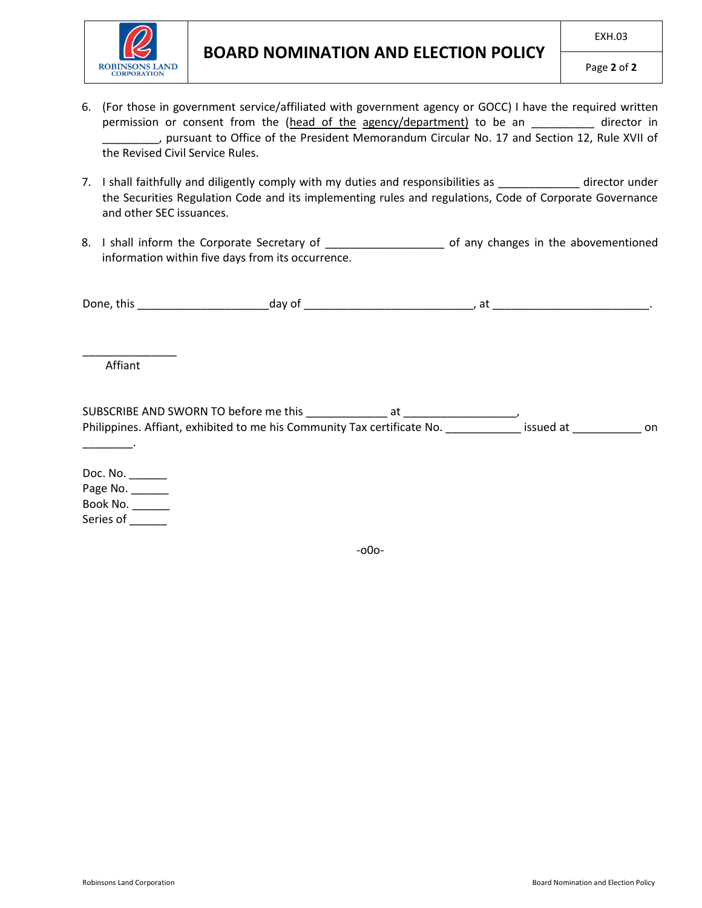6. (For those in government service/affiliated with government agency or GOCC) I have the required written permission or consent from the (head of the agency/department) to be an __________ director in _________, pursuant to Office of the President Memorandum Circular No. 17 and Section 12, Rule XVII of the Revised Civil Service Rules.

7. I shall faithfully and diligently comply with my duties and responsibilities as _____________ director under the Securities Regulation Code and its implementing rules and regulations, Code of Corporate Governance and other SEC issuances.

8. I shall inform the Corporate Secretary of ___________________ of any changes in the abovementioned information within five days from its occurrence.

Done, this _____________________day of ___________________________, at _________________________.

_______________
Affiant

SUBSCRIBE AND SWORN TO before me this _____________ at __________________, Philippines. Affiant, exhibited to me his Community Tax certificate No. ____________ issued at ___________ on ________.

Doc. No. ______
Page No. ______
Book No. ______
Series of ______

-o0o-